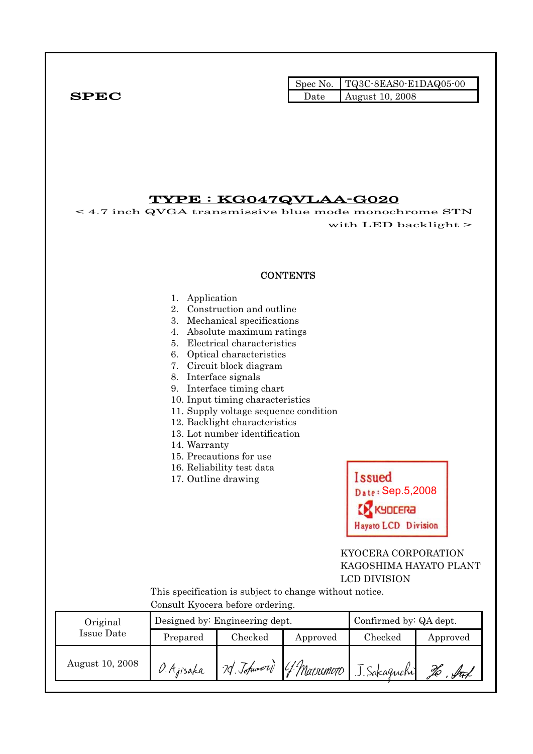**SPEC**

| Spec No. | TQ3C-8EAS0-E1DAQ05-00 |
|---|---|
| Date | August 10, 2008 |

# TYPE : KG047QVLAA-G020

< 4.7 inch QVGA transmissive blue mode monochrome STN with LED backlight >

## CONTENTS

1. Application
2. Construction and outline
3. Mechanical specifications
4. Absolute maximum ratings
5. Electrical characteristics
6. Optical characteristics
7. Circuit block diagram
8. Interface signals
9. Interface timing chart
10. Input timing characteristics
11. Supply voltage sequence condition
12. Backlight characteristics
13. Lot number identification
14. Warranty
15. Precautions for use
16. Reliability test data
17. Outline drawing

Issued
Date : Sep.5,2008
KYOCERA
Hayato LCD Division

KYOCERA CORPORATION
KAGOSHIMA HAYATO PLANT
LCD DIVISION

This specification is subject to change without notice.
Consult Kyocera before ordering.

| Original Issue Date | Designed by: Engineering dept. | | | Confirmed by: QA dept. | |
|---|---|---|---|---|---|
| | Prepared | Checked | Approved | Checked | Approved |
| August 10, 2008 | O. Ajisaka | M. Tokunaga | Y. Matsumoto | J. Sakaguchi | |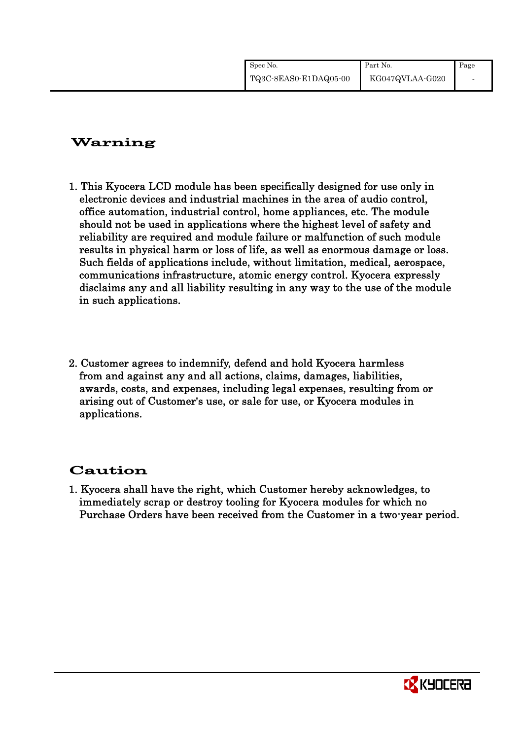# Warning

1. This Kyocera LCD module has been specifically designed for use only in electronic devices and industrial machines in the area of audio control, office automation, industrial control, home appliances, etc. The module should not be used in applications where the highest level of safety and reliability are required and module failure or malfunction of such module results in physical harm or loss of life, as well as enormous damage or loss. Such fields of applications include, without limitation, medical, aerospace, communications infrastructure, atomic energy control. Kyocera expressly disclaims any and all liability resulting in any way to the use of the module in such applications.

2. Customer agrees to indemnify, defend and hold Kyocera harmless from and against any and all actions, claims, damages, liabilities, awards, costs, and expenses, including legal expenses, resulting from or arising out of Customer's use, or sale for use, or Kyocera modules in applications.

# Caution

1. Kyocera shall have the right, which Customer hereby acknowledges, to immediately scrap or destroy tooling for Kyocera modules for which no Purchase Orders have been received from the Customer in a two-year period.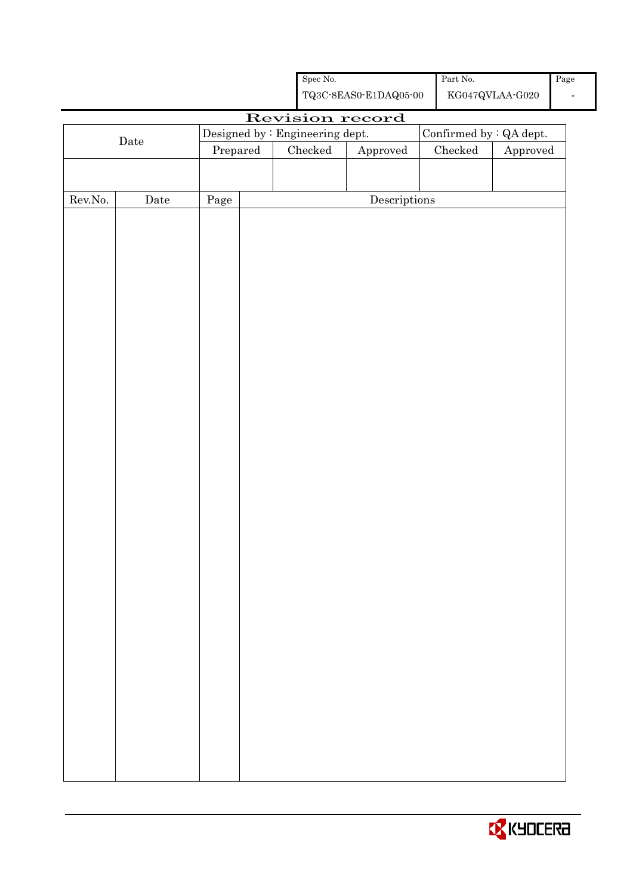| Spec No. | Part No. | Page |
|---|---|---|
| TQ3C-8EAS0-E1DAQ05-00 | KG047QVLAA-G020 | - |

# Revision record

| Date | Designed by : Engineering dept. | | | Confirmed by : QA dept. | |
|---|---|---|---|---|---|
| | Prepared | Checked | Approved | Checked | Approved |
| | | | | | |

| Rev.No. | Date | Page | Descriptions |
|---|---|---|---|
| | | | |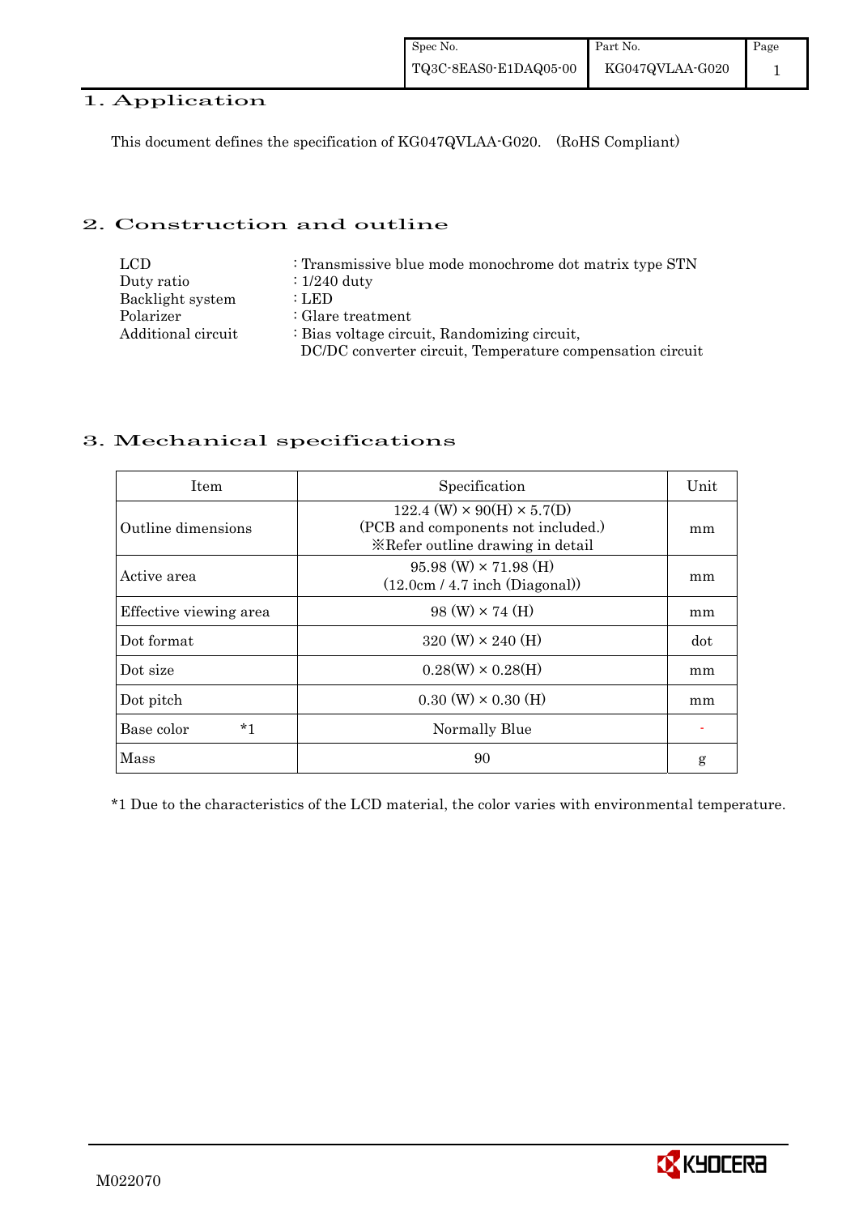## 1. Application

This document defines the specification of KG047QVLAA-G020. (RoHS Compliant)

## 2. Construction and outline

| | |
|---|---|
| LCD | : Transmissive blue mode monochrome dot matrix type STN |
| Duty ratio | : 1/240 duty |
| Backlight system | : LED |
| Polarizer | : Glare treatment |
| Additional circuit | : Bias voltage circuit, Randomizing circuit, DC/DC converter circuit, Temperature compensation circuit |

## 3. Mechanical specifications

| Item | Specification | Unit |
|---|---|---|
| Outline dimensions | 122.4 (W) × 90(H) × 5.7(D) (PCB and components not included.) ※Refer outline drawing in detail | mm |
| Active area | 95.98 (W) × 71.98 (H) (12.0cm / 4.7 inch (Diagonal)) | mm |
| Effective viewing area | 98 (W) × 74 (H) | mm |
| Dot format | 320 (W) × 240 (H) | dot |
| Dot size | 0.28(W) × 0.28(H) | mm |
| Dot pitch | 0.30 (W) × 0.30 (H) | mm |
| Base color *1 | Normally Blue | - |
| Mass | 90 | g |

*1 Due to the characteristics of the LCD material, the color varies with environmental temperature.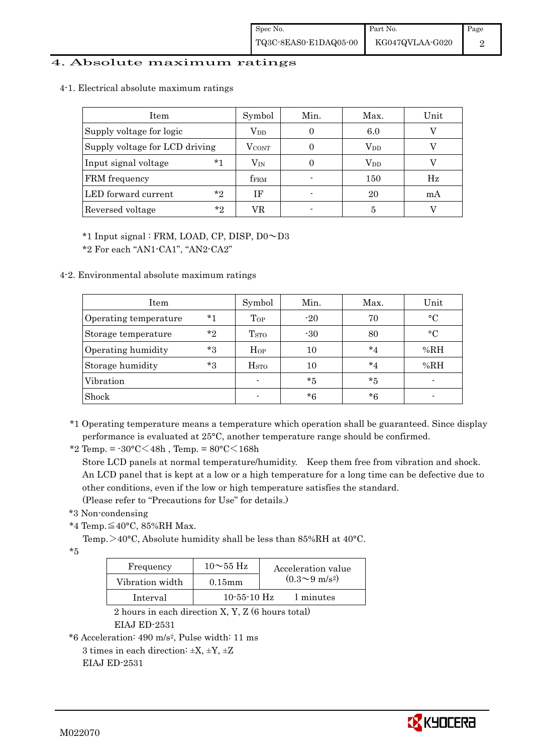# 4. Absolute maximum ratings

## 4-1. Electrical absolute maximum ratings

| Item | | Symbol | Min. | Max. | Unit |
|---|---|---|---|---|---|
| Supply voltage for logic | | $V_{DD}$ | 0 | 6.0 | V |
| Supply voltage for LCD driving | | $V_{CONT}$ | 0 | $V_{DD}$ | V |
| Input signal voltage | *1 | $V_{IN}$ | 0 | $V_{DD}$ | V |
| FRM frequency | | $f_{FRM}$ | - | 150 | Hz |
| LED forward current | *2 | IF | - | 20 | mA |
| Reversed voltage | *2 | VR | - | 5 | V |

*1 Input signal : FRM, LOAD, CP, DISP, D0～D3

*2 For each "AN1-CA1", "AN2-CA2"

## 4-2. Environmental absolute maximum ratings

| Item | | Symbol | Min. | Max. | Unit |
|---|---|---|---|---|---|
| Operating temperature | *1 | $T_{OP}$ | -20 | 70 | °C |
| Storage temperature | *2 | $T_{STO}$ | -30 | 80 | °C |
| Operating humidity | *3 | $H_{OP}$ | 10 | *4 | %RH |
| Storage humidity | *3 | $H_{STO}$ | 10 | *4 | %RH |
| Vibration | | - | *5 | *5 | - |
| Shock | | - | *6 | *6 | - |

*1 Operating temperature means a temperature which operation shall be guaranteed. Since display performance is evaluated at 25°C, another temperature range should be confirmed.

*2 Temp. = -30°C＜48h , Temp. = 80°C＜168h

Store LCD panels at normal temperature/humidity. Keep them free from vibration and shock. An LCD panel that is kept at a low or a high temperature for a long time can be defective due to other conditions, even if the low or high temperature satisfies the standard. (Please refer to "Precautions for Use" for details.)

*3 Non-condensing

*4 Temp.≦40°C, 85%RH Max.

Temp.＞40°C, Absolute humidity shall be less than 85%RH at 40°C.

*5

| Frequency | 10～55 Hz | Acceleration value $(0.3\sim9\ m/s^2)$ |
|---|---|---|
| Vibration width | 0.15mm | |
| Interval | 10-55-10 Hz | 1 minutes |

2 hours in each direction X, Y, Z (6 hours total)

EIAJ ED-2531

*6 Acceleration: 490 $m/s^2$, Pulse width: 11 ms

3 times in each direction: ±X, ±Y, ±Z

EIAJ ED-2531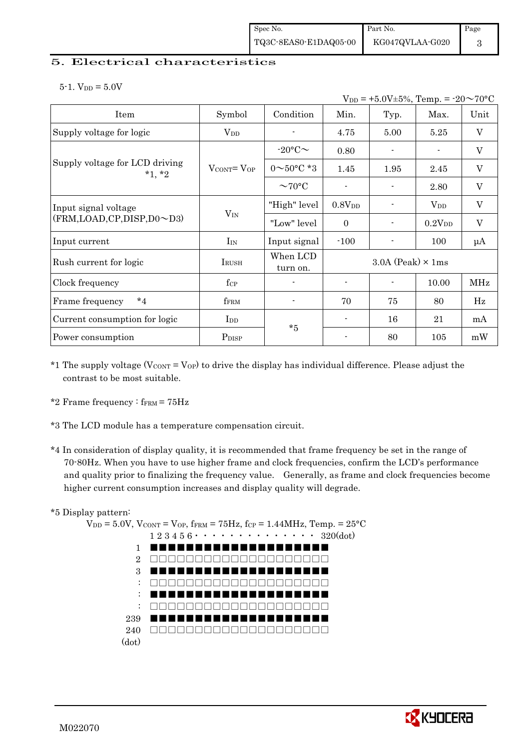## 5. Electrical characteristics

5-1. $V_{DD}$ = 5.0V

$V_{DD}$ = +5.0V±5%, Temp. = -20～70°C

| Item | Symbol | Condition | Min. | Typ. | Max. | Unit |
|---|---|---|---|---|---|---|
| Supply voltage for logic | $V_{DD}$ | - | 4.75 | 5.00 | 5.25 | V |
| Supply voltage for LCD driving *1, *2 | $V_{CONT}= V_{OP}$ | -20°C～ | 0.80 | - | - | V |
| | | 0～50°C *3 | 1.45 | 1.95 | 2.45 | V |
| | | ～70°C | - | - | 2.80 | V |
| Input signal voltage (FRM,LOAD,CP,DISP,D0～D3) | $V_{IN}$ | "High" level | $0.8V_{DD}$ | - | $V_{DD}$ | V |
| | | "Low" level | 0 | - | $0.2V_{DD}$ | V |
| Input current | $I_{IN}$ | Input signal | -100 | - | 100 | μA |
| Rush current for logic | $I_{RUSH}$ | When LCD turn on. | 3.0A (Peak) × 1ms | | | |
| Clock frequency | $f_{CP}$ | - | - | - | 10.00 | MHz |
| Frame frequency *4 | $f_{FRM}$ | - | 70 | 75 | 80 | Hz |
| Current consumption for logic | $I_{DD}$ | *5 | - | 16 | 21 | mA |
| Power consumption | $P_{DISP}$ | | - | 80 | 105 | mW |

*1 The supply voltage ($V_{CONT} = V_{OP}$) to drive the display has individual difference. Please adjust the contrast to be most suitable.

*2 Frame frequency : $f_{FRM}$ = 75Hz

*3 The LCD module has a temperature compensation circuit.

*4 In consideration of display quality, it is recommended that frame frequency be set in the range of 70-80Hz. When you have to use higher frame and clock frequencies, confirm the LCD's performance and quality prior to finalizing the frequency value. Generally, as frame and clock frequencies become higher current consumption increases and display quality will degrade.

*5 Display pattern:

$V_{DD}$ = 5.0V, $V_{CONT} = V_{OP}$, $f_{FRM}$ = 75Hz, $f_{CP}$ = 1.44MHz, Temp. = 25°C

```
        1 2 3 4 5 6 · · · · · · · · · · · · · ·  320(dot)
  1     ■■■■■■■■■■■■■■■■■■■■
  2     □□□□□□□□□□□□□□□□□□□□
  3     ■■■■■■■■■■■■■■■■■■■■
  :     □□□□□□□□□□□□□□□□□□□□
  :     ■■■■■■■■■■■■■■■■■■■■
  :     □□□□□□□□□□□□□□□□□□□□
239     ■■■■■■■■■■■■■■■■■■■■
240     □□□□□□□□□□□□□□□□□□□□
(dot)
```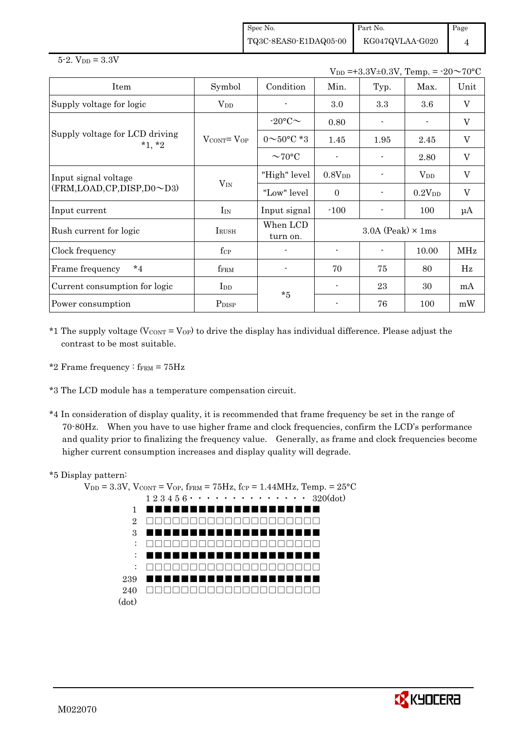5-2. $V_{DD}$ = 3.3V

$V_{DD}$ =+3.3V±0.3V, Temp. = -20～70°C

| Item | Symbol | Condition | Min. | Typ. | Max. | Unit |
|---|---|---|---|---|---|---|
| Supply voltage for logic | $V_{DD}$ | - | 3.0 | 3.3 | 3.6 | V |
| Supply voltage for LCD driving *1, *2 | $V_{CONT}$= $V_{OP}$ | -20°C～ | 0.80 | - | - | V |
| | | 0～50°C *3 | 1.45 | 1.95 | 2.45 | V |
| | | ～70°C | - | - | 2.80 | V |
| Input signal voltage (FRM,LOAD,CP,DISP,D0～D3) | $V_{IN}$ | "High" level | 0.8$V_{DD}$ | - | $V_{DD}$ | V |
| | | "Low" level | 0 | - | 0.2$V_{DD}$ | V |
| Input current | $I_{IN}$ | Input signal | -100 | - | 100 | μA |
| Rush current for logic | $I_{RUSH}$ | When LCD turn on. | 3.0A (Peak) × 1ms | | | |
| Clock frequency | $f_{CP}$ | - | - | - | 10.00 | MHz |
| Frame frequency *4 | $f_{FRM}$ | - | 70 | 75 | 80 | Hz |
| Current consumption for logic | $I_{DD}$ | *5 | - | 23 | 30 | mA |
| Power consumption | $P_{DISP}$ | | - | 76 | 100 | mW |

*1 The supply voltage ($V_{CONT}$ = $V_{OP}$) to drive the display has individual difference. Please adjust the contrast to be most suitable.

*2 Frame frequency : $f_{FRM}$ = 75Hz

*3 The LCD module has a temperature compensation circuit.

*4 In consideration of display quality, it is recommended that frame frequency be set in the range of 70-80Hz. When you have to use higher frame and clock frequencies, confirm the LCD's performance and quality prior to finalizing the frequency value. Generally, as frame and clock frequencies become higher current consumption increases and display quality will degrade.

*5 Display pattern:

$V_{DD}$ = 3.3V, $V_{CONT}$ = $V_{OP}$, $f_{FRM}$ = 75Hz, $f_{CP}$ = 1.44MHz, Temp. = 25°C

```
     1 2 3 4 5 6 · · · · · · · · · · · · · · 320(dot)
  1  ■■■■■■■■■■■■■■■■■■■■
  2  □□□□□□□□□□□□□□□□□□□□
  3  ■■■■■■■■■■■■■■■■■■■■
  :  □□□□□□□□□□□□□□□□□□□□
  :  ■■■■■■■■■■■■■■■■■■■■
  :  □□□□□□□□□□□□□□□□□□□□
239  ■■■■■■■■■■■■■■■■■■■■
240  □□□□□□□□□□□□□□□□□□□□
(dot)
```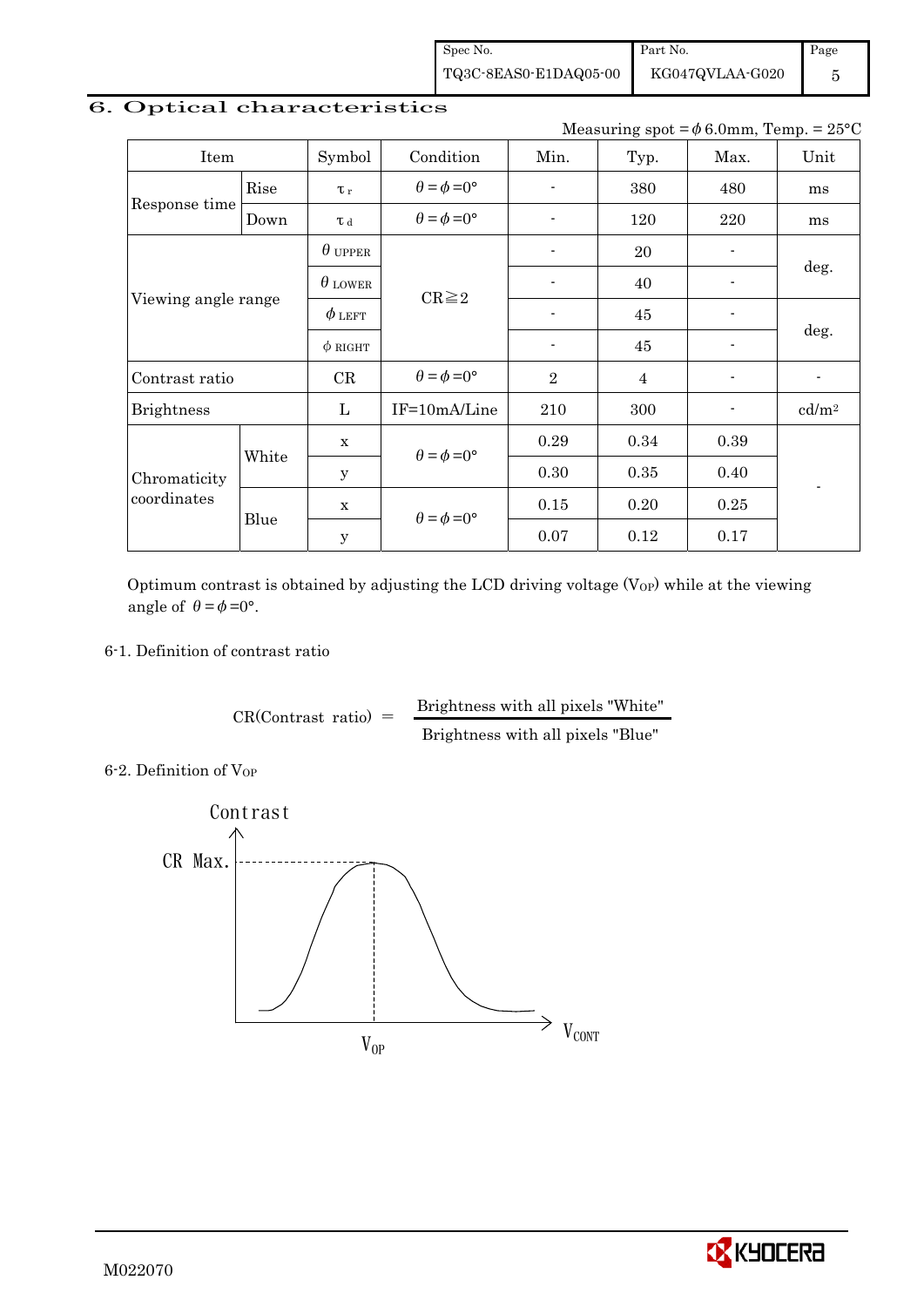## 6. Optical characteristics

Measuring spot = $\phi$ 6.0mm, Temp. = 25°C

| Item | | Symbol | Condition | Min. | Typ. | Max. | Unit |
|---|---|---|---|---|---|---|---|
| Response time | Rise | $\tau_r$ | $\theta=\phi=0°$ | - | 380 | 480 | ms |
| | Down | $\tau_d$ | $\theta=\phi=0°$ | - | 120 | 220 | ms |
| Viewing angle range | | $\theta_{UPPER}$ | CR≧2 | - | 20 | - | deg. |
| | | $\theta_{LOWER}$ | | - | 40 | - | |
| | | $\phi_{LEFT}$ | | - | 45 | - | deg. |
| | | $\phi_{RIGHT}$ | | - | 45 | - | |
| Contrast ratio | | CR | $\theta=\phi=0°$ | 2 | 4 | - | - |
| Brightness | | L | IF=10mA/Line | 210 | 300 | - | cd/m² |
| Chromaticity coordinates | White | x | $\theta=\phi=0°$ | 0.29 | 0.34 | 0.39 | - |
| | | y | | 0.30 | 0.35 | 0.40 | |
| | Blue | x | $\theta=\phi=0°$ | 0.15 | 0.20 | 0.25 | |
| | | y | | 0.07 | 0.12 | 0.17 | |

Optimum contrast is obtained by adjusting the LCD driving voltage ($V_{OP}$) while at the viewing angle of $\theta=\phi=0°$.

6-1. Definition of contrast ratio

$$\text{CR(Contrast ratio)} = \frac{\text{Brightness with all pixels "White"}}{\text{Brightness with all pixels "Blue"}}$$

6-2. Definition of $V_{OP}$

Contrast

CR Max.

$V_{OP}$

$V_{CONT}$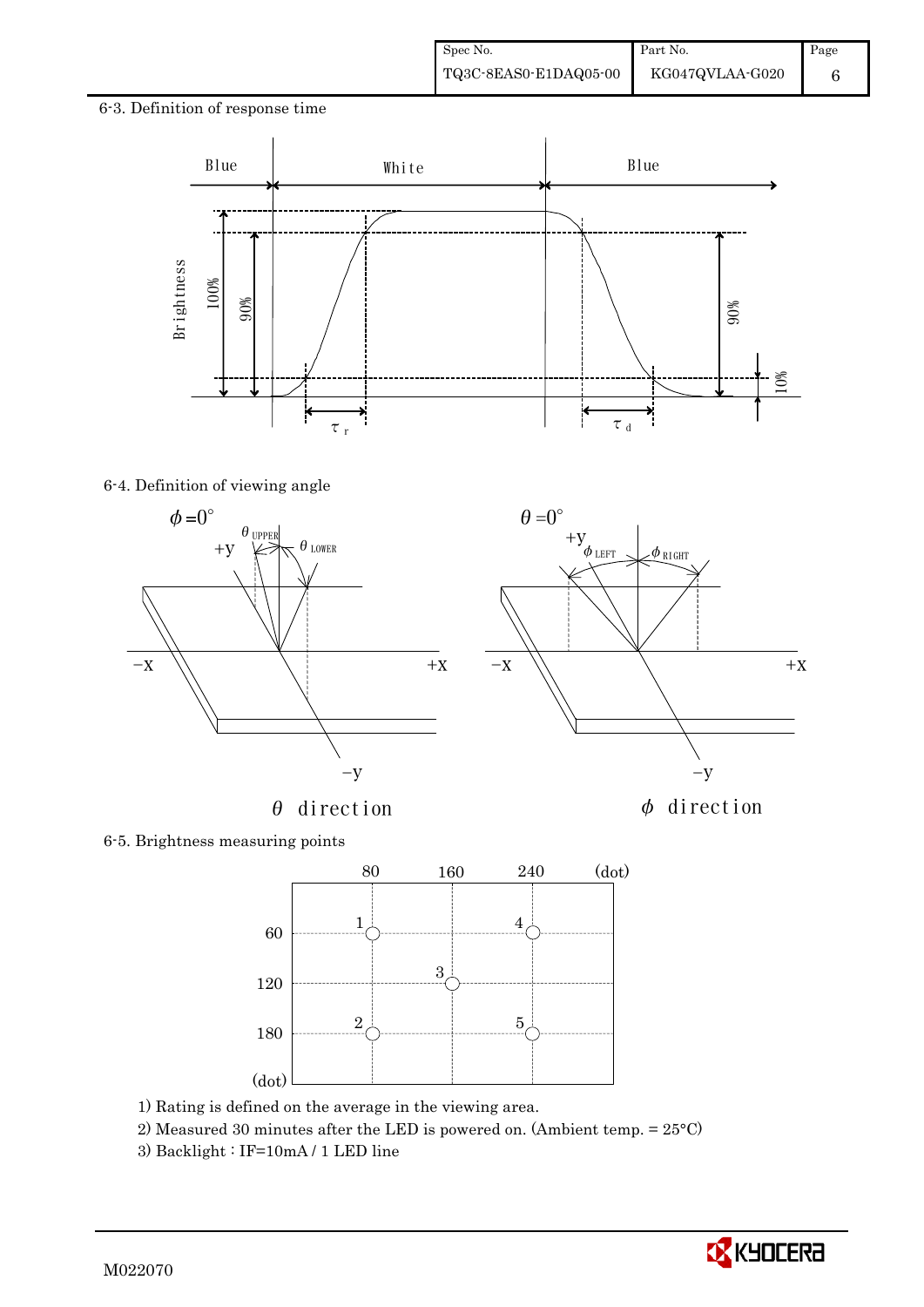6-3. Definition of response time

6-4. Definition of viewing angle

6-5. Brightness measuring points

1) Rating is defined on the average in the viewing area.

2) Measured 30 minutes after the LED is powered on. (Ambient temp. = 25°C)

3) Backlight : IF=10mA / 1 LED line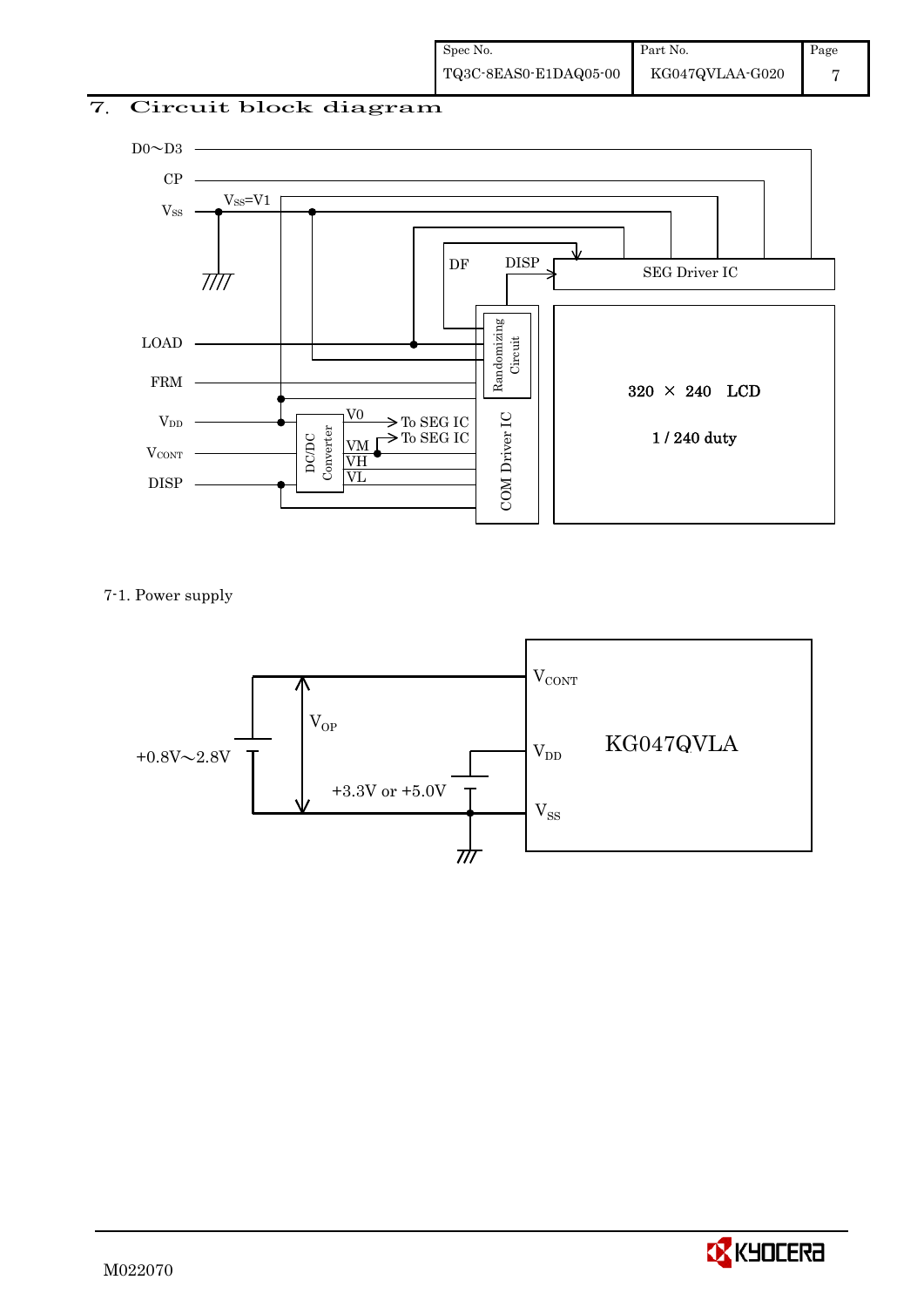## 7. Circuit block diagram

D0～D3

CP

$V_{SS}$ $V_{SS}$=V1

LOAD

FRM

$V_{DD}$

$V_{CONT}$

DISP

DF DISP

SEG Driver IC

Randomizing Circuit

COM Driver IC

DC/DC Converter

V0 → To SEG IC

VM → To SEG IC

VH

VL

320 × 240 LCD

1 / 240 duty

7-1. Power supply

$V_{CONT}$

$V_{OP}$

+0.8V～2.8V

$V_{DD}$

KG047QVLA

+3.3V or +5.0V

$V_{SS}$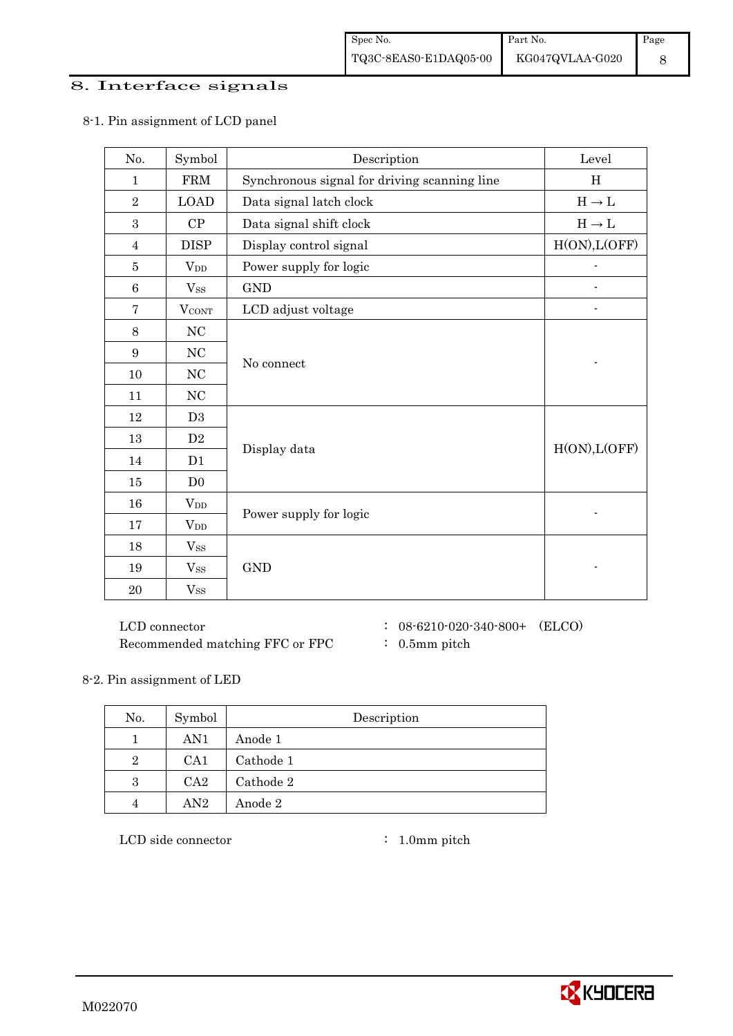# 8. Interface signals

8-1. Pin assignment of LCD panel

| No. | Symbol | Description | Level |
|---|---|---|---|
| 1 | FRM | Synchronous signal for driving scanning line | H |
| 2 | LOAD | Data signal latch clock | H → L |
| 3 | CP | Data signal shift clock | H → L |
| 4 | DISP | Display control signal | H(ON),L(OFF) |
| 5 | $V_{DD}$ | Power supply for logic | - |
| 6 | $V_{SS}$ | GND | - |
| 7 | $V_{CONT}$ | LCD adjust voltage | - |
| 8 | NC | No connect | - |
| 9 | NC | | |
| 10 | NC | | |
| 11 | NC | | |
| 12 | D3 | Display data | H(ON),L(OFF) |
| 13 | D2 | | |
| 14 | D1 | | |
| 15 | D0 | | |
| 16 | $V_{DD}$ | Power supply for logic | - |
| 17 | $V_{DD}$ | | |
| 18 | $V_{SS}$ | GND | - |
| 19 | $V_{SS}$ | | |
| 20 | $V_{SS}$ | | |

LCD connector : 08-6210-020-340-800+ (ELCO)

Recommended matching FFC or FPC : 0.5mm pitch

8-2. Pin assignment of LED

| No. | Symbol | Description |
|---|---|---|
| 1 | AN1 | Anode 1 |
| 2 | CA1 | Cathode 1 |
| 3 | CA2 | Cathode 2 |
| 4 | AN2 | Anode 2 |

LCD side connector : 1.0mm pitch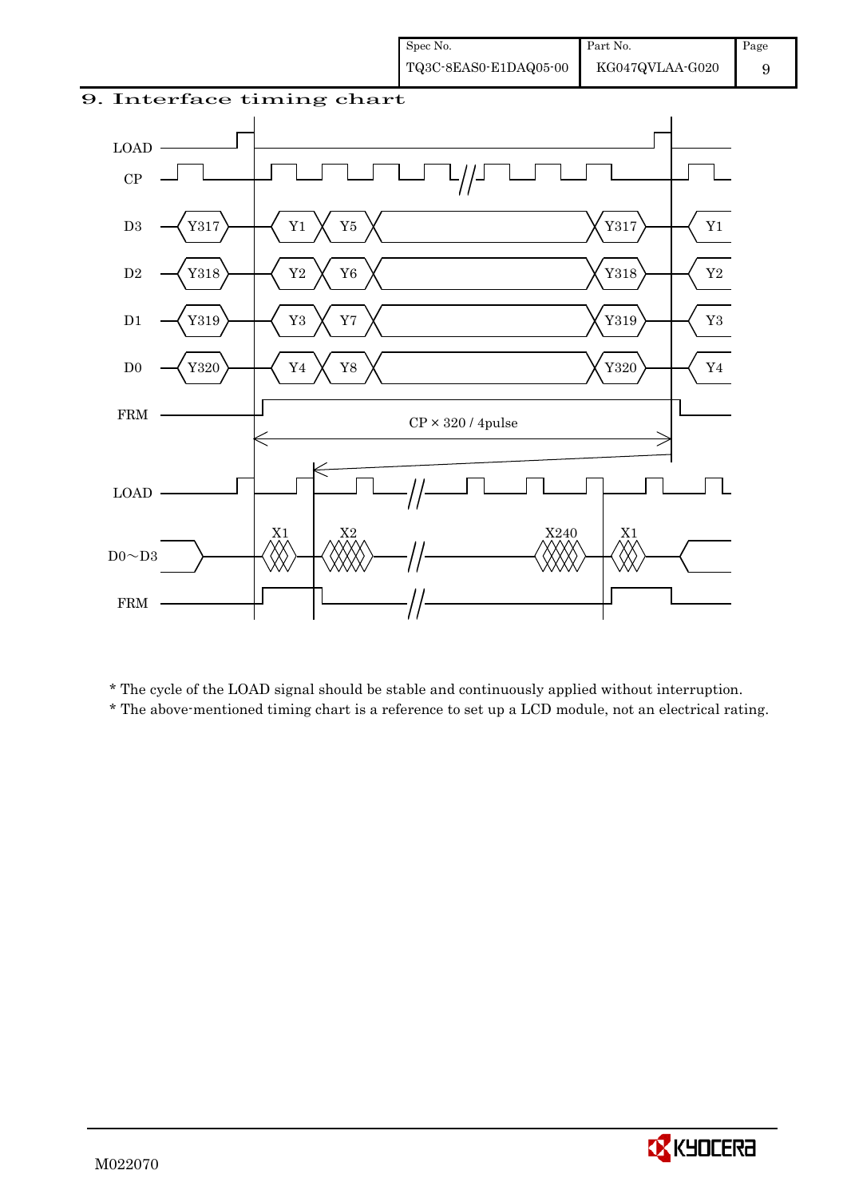## 9. Interface timing chart

LOAD

CP

D3 Y317 Y1 Y5 Y317 Y1

D2 Y318 Y2 Y6 Y318 Y2

D1 Y319 Y3 Y7 Y319 Y3

D0 Y320 Y4 Y8 Y320 Y4

FRM

CP × 320 / 4pulse

LOAD

D0～D3 X1 X2 X240 X1

FRM

* The cycle of the LOAD signal should be stable and continuously applied without interruption.
* The above-mentioned timing chart is a reference to set up a LCD module, not an electrical rating.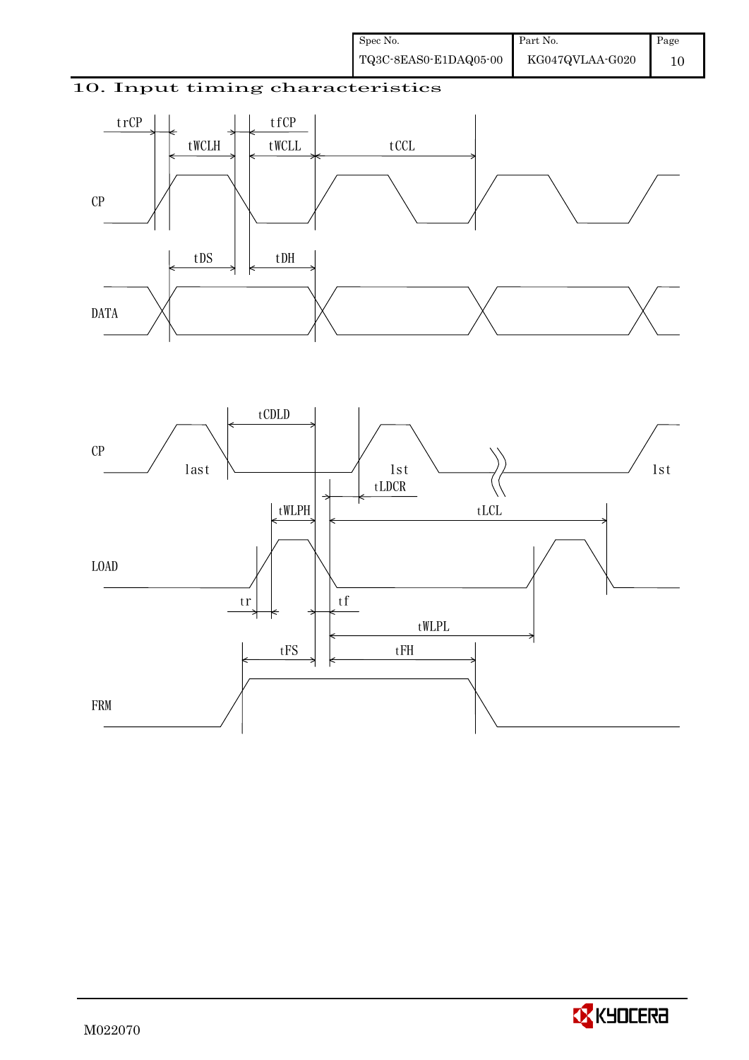## 10. Input timing characteristics

trCP tfCP

tWCLH tWCLL tCCL

CP

tDS tDH

DATA

tCDLD

CP last 1st 1st

tLDCR

tWLPH tLCL

LOAD

tr tf

tWLPL

tFS tFH

FRM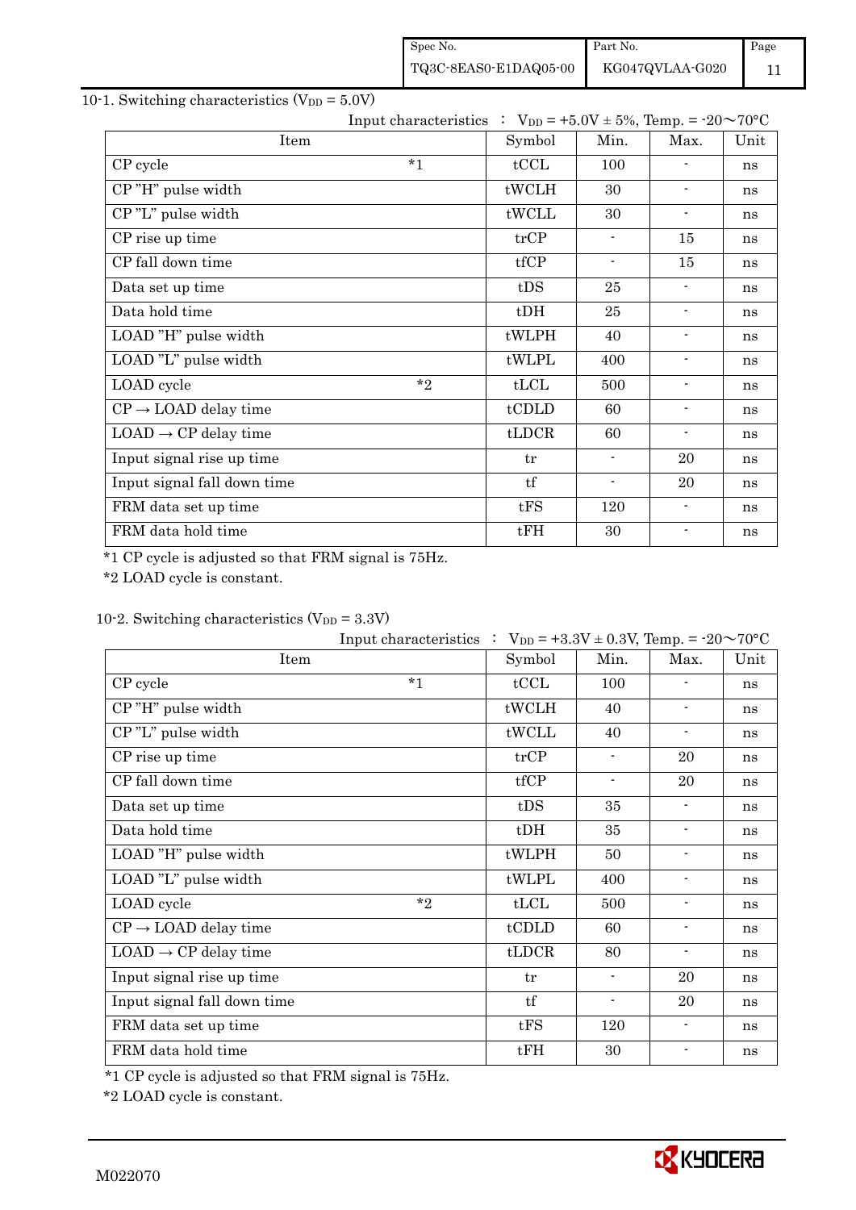10-1. Switching characteristics ($V_{DD}$ = 5.0V)

Input characteristics ： $V_{DD}$ = +5.0V ± 5%, Temp. = -20～70°C

| Item | | Symbol | Min. | Max. | Unit |
|---|---|---|---|---|---|
| CP cycle | *1 | tCCL | 100 | - | ns |
| CP "H" pulse width | | tWCLH | 30 | - | ns |
| CP "L" pulse width | | tWCLL | 30 | - | ns |
| CP rise up time | | trCP | - | 15 | ns |
| CP fall down time | | tfCP | - | 15 | ns |
| Data set up time | | tDS | 25 | - | ns |
| Data hold time | | tDH | 25 | - | ns |
| LOAD "H" pulse width | | tWLPH | 40 | - | ns |
| LOAD "L" pulse width | | tWLPL | 400 | - | ns |
| LOAD cycle | *2 | tLCL | 500 | - | ns |
| CP → LOAD delay time | | tCDLD | 60 | - | ns |
| LOAD → CP delay time | | tLDCR | 60 | - | ns |
| Input signal rise up time | | tr | - | 20 | ns |
| Input signal fall down time | | tf | - | 20 | ns |
| FRM data set up time | | tFS | 120 | - | ns |
| FRM data hold time | | tFH | 30 | - | ns |

*1 CP cycle is adjusted so that FRM signal is 75Hz.

*2 LOAD cycle is constant.

10-2. Switching characteristics ($V_{DD}$ = 3.3V)

Input characteristics ： $V_{DD}$ = +3.3V ± 0.3V, Temp. = -20～70°C

| Item | | Symbol | Min. | Max. | Unit |
|---|---|---|---|---|---|
| CP cycle | *1 | tCCL | 100 | - | ns |
| CP "H" pulse width | | tWCLH | 40 | - | ns |
| CP "L" pulse width | | tWCLL | 40 | - | ns |
| CP rise up time | | trCP | - | 20 | ns |
| CP fall down time | | tfCP | - | 20 | ns |
| Data set up time | | tDS | 35 | - | ns |
| Data hold time | | tDH | 35 | - | ns |
| LOAD "H" pulse width | | tWLPH | 50 | - | ns |
| LOAD "L" pulse width | | tWLPL | 400 | - | ns |
| LOAD cycle | *2 | tLCL | 500 | - | ns |
| CP → LOAD delay time | | tCDLD | 60 | - | ns |
| LOAD → CP delay time | | tLDCR | 80 | - | ns |
| Input signal rise up time | | tr | - | 20 | ns |
| Input signal fall down time | | tf | - | 20 | ns |
| FRM data set up time | | tFS | 120 | - | ns |
| FRM data hold time | | tFH | 30 | - | ns |

*1 CP cycle is adjusted so that FRM signal is 75Hz.

*2 LOAD cycle is constant.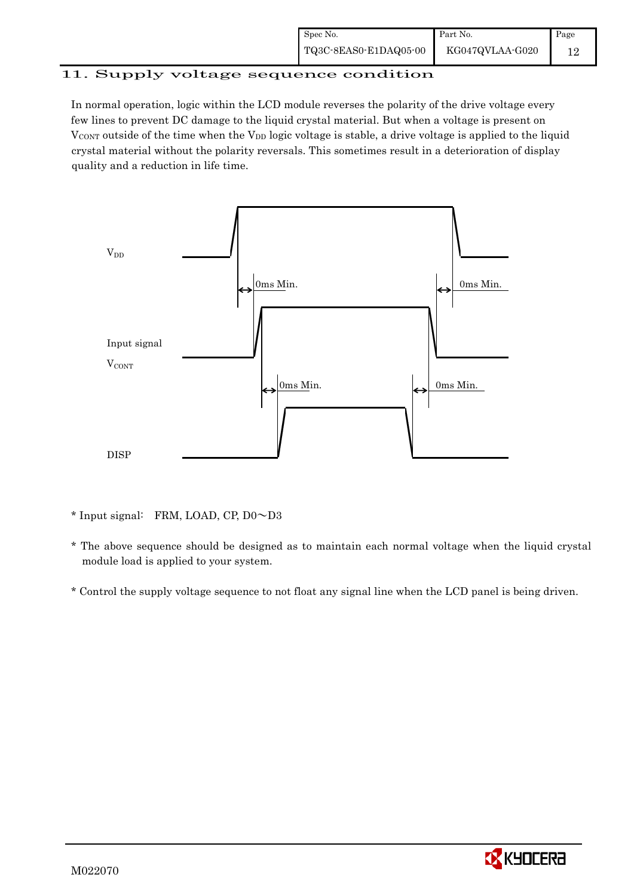## 11. Supply voltage sequence condition

In normal operation, logic within the LCD module reverses the polarity of the drive voltage every few lines to prevent DC damage to the liquid crystal material. But when a voltage is present on $V_{CONT}$ outside of the time when the $V_{DD}$ logic voltage is stable, a drive voltage is applied to the liquid crystal material without the polarity reversals. This sometimes result in a deterioration of display quality and a reduction in life time.

$V_{DD}$

0ms Min.　　　　0ms Min.

Input signal

$V_{CONT}$

0ms Min.　　　　0ms Min.

DISP

* Input signal:　FRM, LOAD, CP, D0～D3

* The above sequence should be designed as to maintain each normal voltage when the liquid crystal module load is applied to your system.

* Control the supply voltage sequence to not float any signal line when the LCD panel is being driven.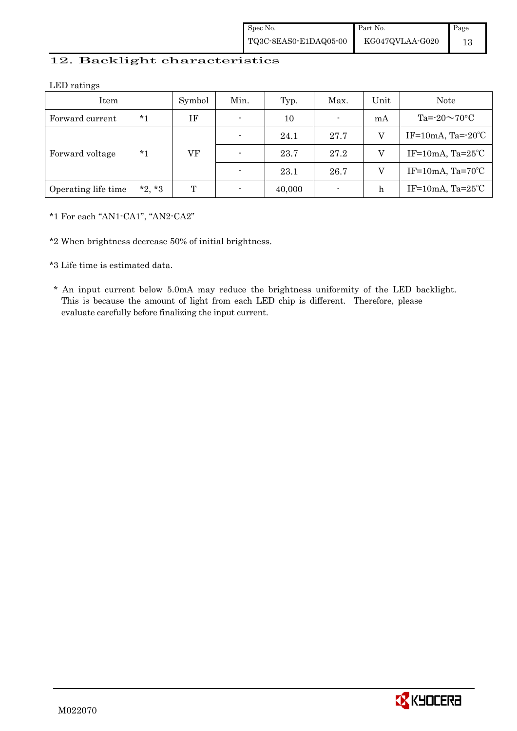## 12. Backlight characteristics

LED ratings

| Item | | Symbol | Min. | Typ. | Max. | Unit | Note |
|---|---|---|---|---|---|---|---|
| Forward current | *1 | IF | - | 10 | - | mA | Ta=-20～70°C |
| Forward voltage | *1 | VF | - | 24.1 | 27.7 | V | IF=10mA, Ta=-20℃ |
| | | | - | 23.7 | 27.2 | V | IF=10mA, Ta=25℃ |
| | | | - | 23.1 | 26.7 | V | IF=10mA, Ta=70℃ |
| Operating life time | *2, *3 | T | - | 40,000 | - | h | IF=10mA, Ta=25℃ |

*1 For each "AN1-CA1", "AN2-CA2"

*2 When brightness decrease 50% of initial brightness.

*3 Life time is estimated data.

* An input current below 5.0mA may reduce the brightness uniformity of the LED backlight. This is because the amount of light from each LED chip is different. Therefore, please evaluate carefully before finalizing the input current.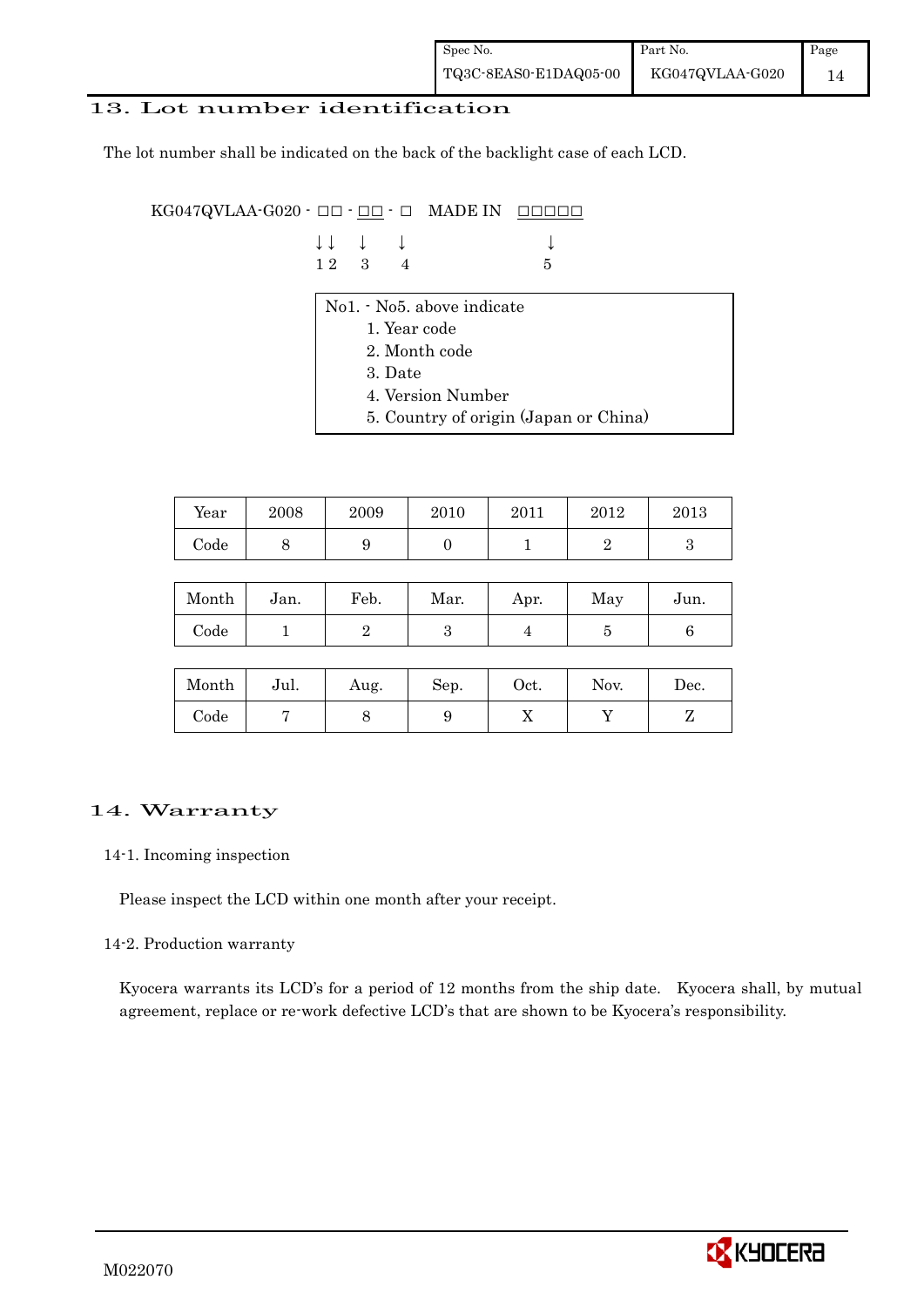## 13. Lot number identification

The lot number shall be indicated on the back of the backlight case of each LCD.

```
KG047QVLAA-G020 - □□ - □□ - □   MADE IN   □□□□□
                  ↓↓   ↓    ↓              ↓
                  1 2  3    4              5
```

No1. - No5. above indicate
1. Year code
2. Month code
3. Date
4. Version Number
5. Country of origin (Japan or China)

| Year | 2008 | 2009 | 2010 | 2011 | 2012 | 2013 |
|---|---|---|---|---|---|---|
| Code | 8 | 9 | 0 | 1 | 2 | 3 |

| Month | Jan. | Feb. | Mar. | Apr. | May | Jun. |
|---|---|---|---|---|---|---|
| Code | 1 | 2 | 3 | 4 | 5 | 6 |

| Month | Jul. | Aug. | Sep. | Oct. | Nov. | Dec. |
|---|---|---|---|---|---|---|
| Code | 7 | 8 | 9 | X | Y | Z |

## 14. Warranty

### 14-1. Incoming inspection

Please inspect the LCD within one month after your receipt.

### 14-2. Production warranty

Kyocera warrants its LCD's for a period of 12 months from the ship date. Kyocera shall, by mutual agreement, replace or re-work defective LCD's that are shown to be Kyocera's responsibility.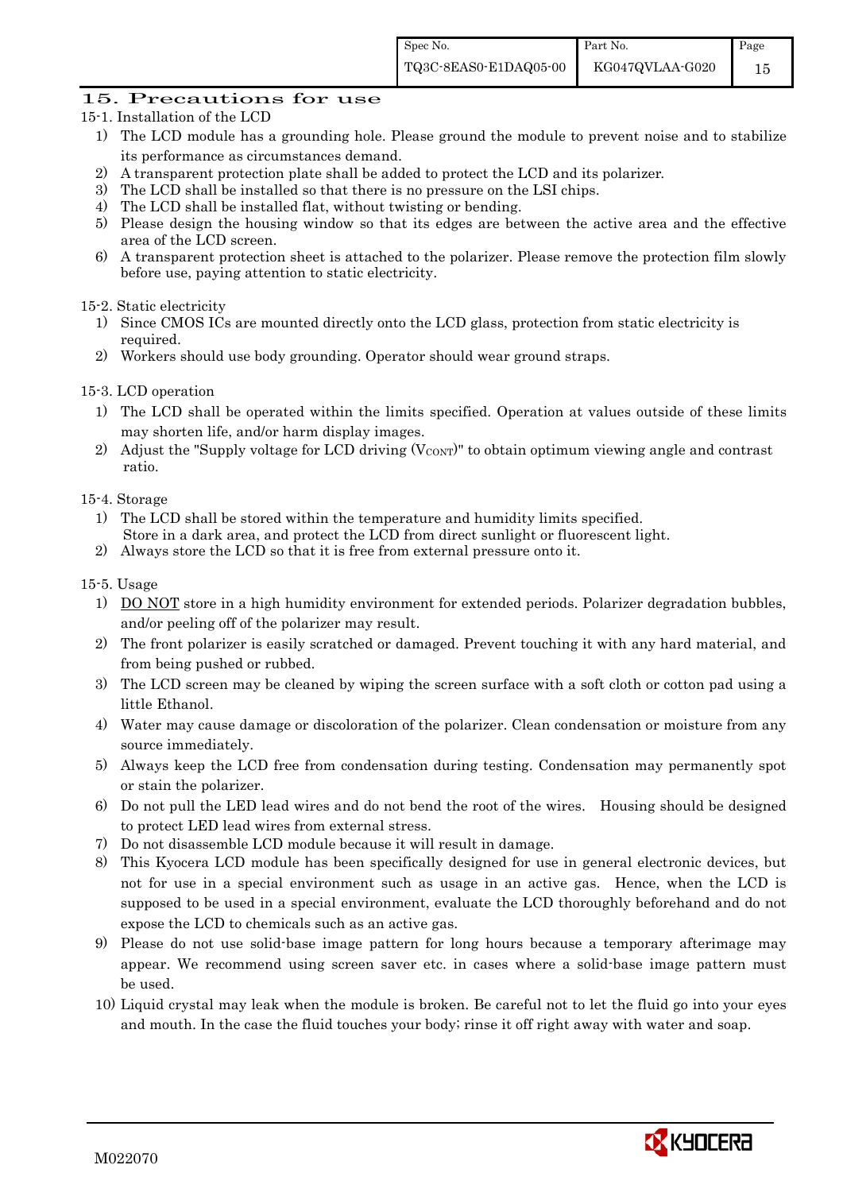## 15. Precautions for use

15-1. Installation of the LCD

1) The LCD module has a grounding hole. Please ground the module to prevent noise and to stabilize its performance as circumstances demand.
2) A transparent protection plate shall be added to protect the LCD and its polarizer.
3) The LCD shall be installed so that there is no pressure on the LSI chips.
4) The LCD shall be installed flat, without twisting or bending.
5) Please design the housing window so that its edges are between the active area and the effective area of the LCD screen.
6) A transparent protection sheet is attached to the polarizer. Please remove the protection film slowly before use, paying attention to static electricity.

15-2. Static electricity

1) Since CMOS ICs are mounted directly onto the LCD glass, protection from static electricity is required.
2) Workers should use body grounding. Operator should wear ground straps.

15-3. LCD operation

1) The LCD shall be operated within the limits specified. Operation at values outside of these limits may shorten life, and/or harm display images.
2) Adjust the "Supply voltage for LCD driving ($V_{CONT}$)" to obtain optimum viewing angle and contrast ratio.

15-4. Storage

1) The LCD shall be stored within the temperature and humidity limits specified. Store in a dark area, and protect the LCD from direct sunlight or fluorescent light.
2) Always store the LCD so that it is free from external pressure onto it.

15-5. Usage

1) DO NOT store in a high humidity environment for extended periods. Polarizer degradation bubbles, and/or peeling off of the polarizer may result.
2) The front polarizer is easily scratched or damaged. Prevent touching it with any hard material, and from being pushed or rubbed.
3) The LCD screen may be cleaned by wiping the screen surface with a soft cloth or cotton pad using a little Ethanol.
4) Water may cause damage or discoloration of the polarizer. Clean condensation or moisture from any source immediately.
5) Always keep the LCD free from condensation during testing. Condensation may permanently spot or stain the polarizer.
6) Do not pull the LED lead wires and do not bend the root of the wires. Housing should be designed to protect LED lead wires from external stress.
7) Do not disassemble LCD module because it will result in damage.
8) This Kyocera LCD module has been specifically designed for use in general electronic devices, but not for use in a special environment such as usage in an active gas. Hence, when the LCD is supposed to be used in a special environment, evaluate the LCD thoroughly beforehand and do not expose the LCD to chemicals such as an active gas.
9) Please do not use solid-base image pattern for long hours because a temporary afterimage may appear. We recommend using screen saver etc. in cases where a solid-base image pattern must be used.
10) Liquid crystal may leak when the module is broken. Be careful not to let the fluid go into your eyes and mouth. In the case the fluid touches your body; rinse it off right away with water and soap.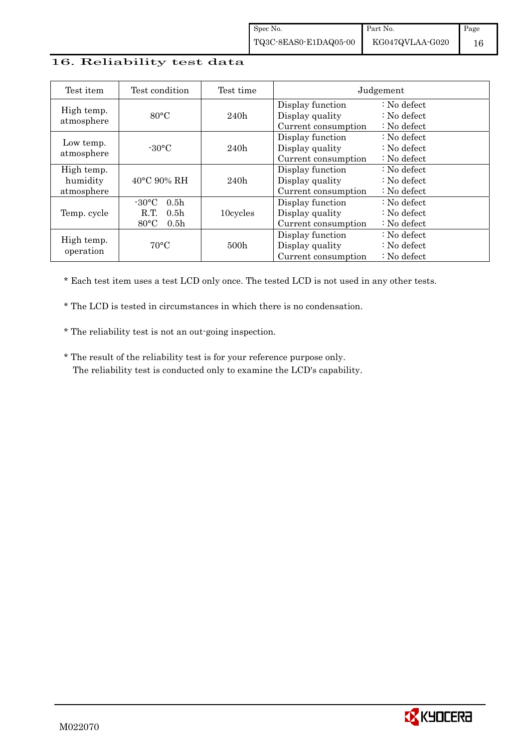## 16. Reliability test data

| Test item | Test condition | Test time | Judgement | |
|---|---|---|---|---|
| High temp. atmosphere | 80°C | 240h | Display function<br>Display quality<br>Current consumption | : No defect<br>: No defect<br>: No defect |
| Low temp. atmosphere | -30°C | 240h | Display function<br>Display quality<br>Current consumption | : No defect<br>: No defect<br>: No defect |
| High temp. humidity atmosphere | 40°C 90% RH | 240h | Display function<br>Display quality<br>Current consumption | : No defect<br>: No defect<br>: No defect |
| Temp. cycle | -30°C 0.5h<br>R.T. 0.5h<br>80°C 0.5h | 10cycles | Display function<br>Display quality<br>Current consumption | : No defect<br>: No defect<br>: No defect |
| High temp. operation | 70°C | 500h | Display function<br>Display quality<br>Current consumption | : No defect<br>: No defect<br>: No defect |

* Each test item uses a test LCD only once. The tested LCD is not used in any other tests.

* The LCD is tested in circumstances in which there is no condensation.

* The reliability test is not an out-going inspection.

* The result of the reliability test is for your reference purpose only.
  The reliability test is conducted only to examine the LCD's capability.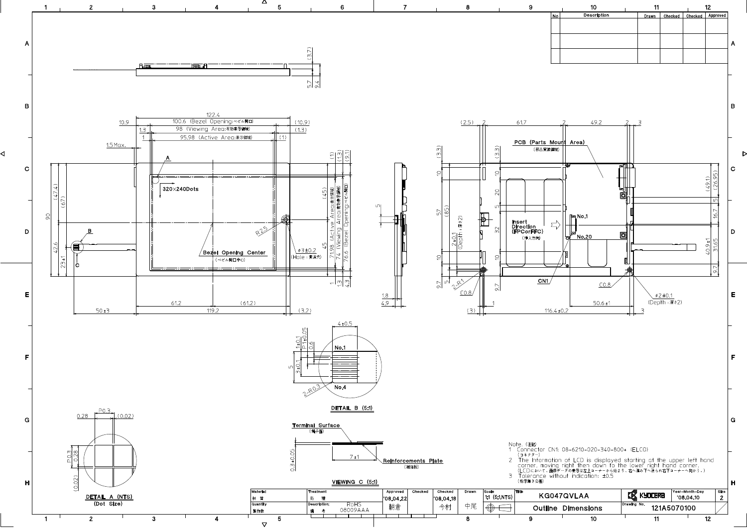| No | Description | Drawn | Checked | Checked | Approved |
|---|---|---|---|---|---|
| | | | | | |
| | | | | | |
| | | | | | |

Note (注記)

1. Connector CN1: 08-6210-020-340-800+ (ELCO)
   (コネクター)
2. The Information of LCD is displayed starting at the upper left hand corner, moving right then down to the lower right hand corner.
   (LCDにおいて、画像データの表示は左上コーナーから始まり、右へ進み下へ送られ右下コーナーへ向かう。)
3. Tolerance without indication: ±0.5
   (指示無き公差)

| Material 材質 | Treatment 処理 | Approved | Checked | Checked | Drawn | Scale | Title | | Year-Month-Day | Size |
|---|---|---|---|---|---|---|---|---|---|---|
| | | '08.04.22 | | '08.04.18 | | 1:1 (5:1,NTS) | KG047QVLAA | KYOCERA | '08.04.10 | 2 |
| Quantity 製作数 | Description; 備考 RoHS 08009AAA | 朝倉 | | 今村 | 中尾 | | Outline Dimensions | Drawing No. | 121A5070100 | |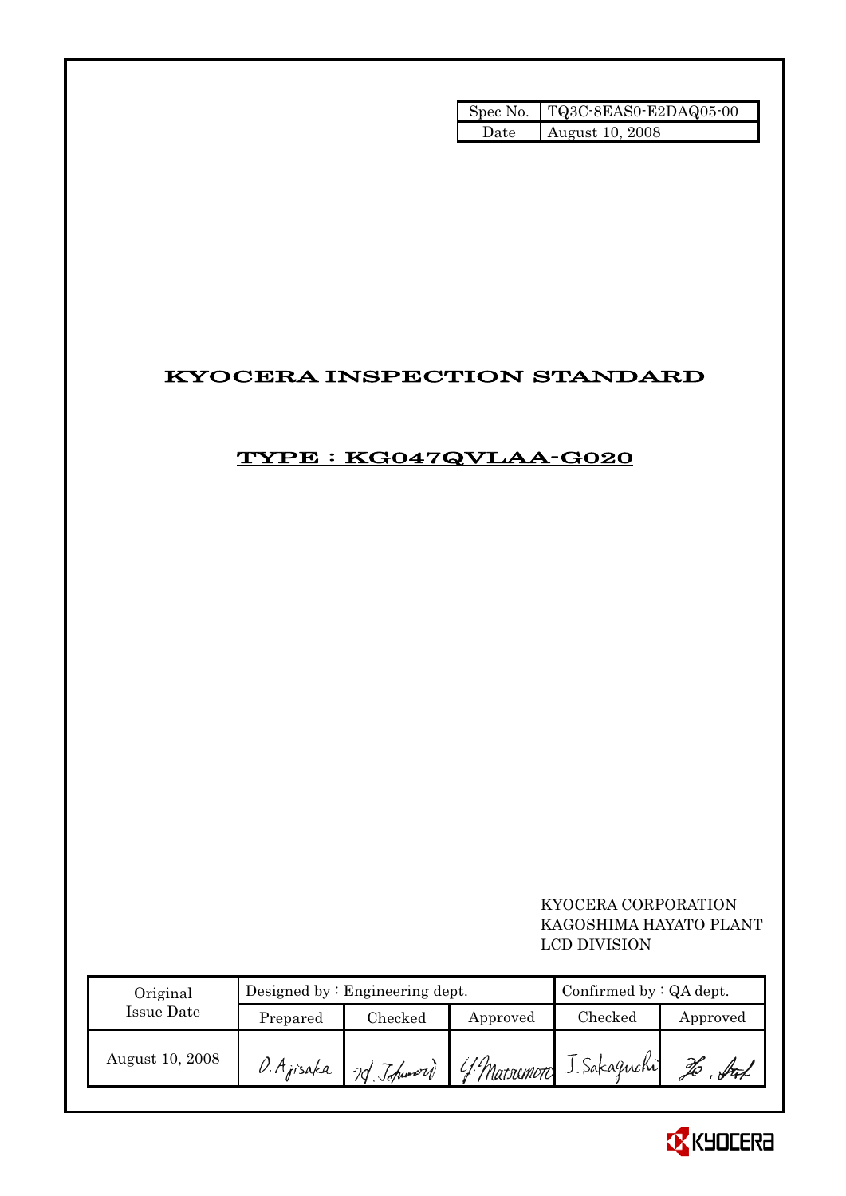| Spec No. | TQ3C-8EAS0-E2DAQ05-00 |
| --- | --- |
| Date | August 10, 2008 |

# KYOCERA INSPECTION STANDARD

## TYPE : KG047QVLAA-G020

KYOCERA CORPORATION
KAGOSHIMA HAYATO PLANT
LCD DIVISION

| Original Issue Date | Designed by : Engineering dept. | | | Confirmed by : QA dept. | |
| --- | --- | --- | --- | --- | --- |
| | Prepared | Checked | Approved | Checked | Approved |
| August 10, 2008 | O. Ajisaka | H. Tohmori | Y. Matsumoto | J. Sakaguchi | Ho. Art |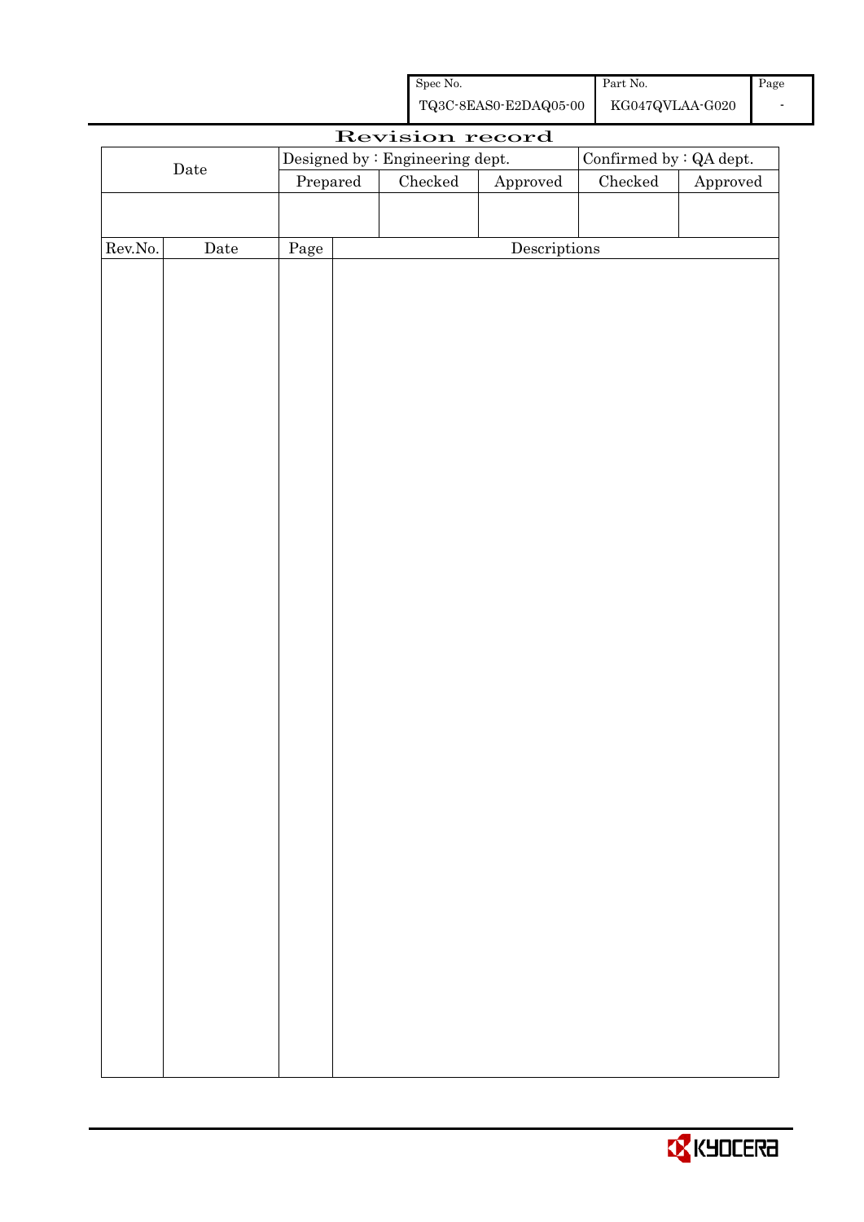| Spec No. | Part No. | Page |
|---|---|---|
| TQ3C-8EAS0-E2DAQ05-00 | KG047QVLAA-G020 | - |

# Revision record

| Date | Designed by : Engineering dept. | | | Confirmed by : QA dept. | |
|---|---|---|---|---|---|
| | Prepared | Checked | Approved | Checked | Approved |
| | | | | | |

| Rev.No. | Date | Page | Descriptions |
|---|---|---|---|
| | | | |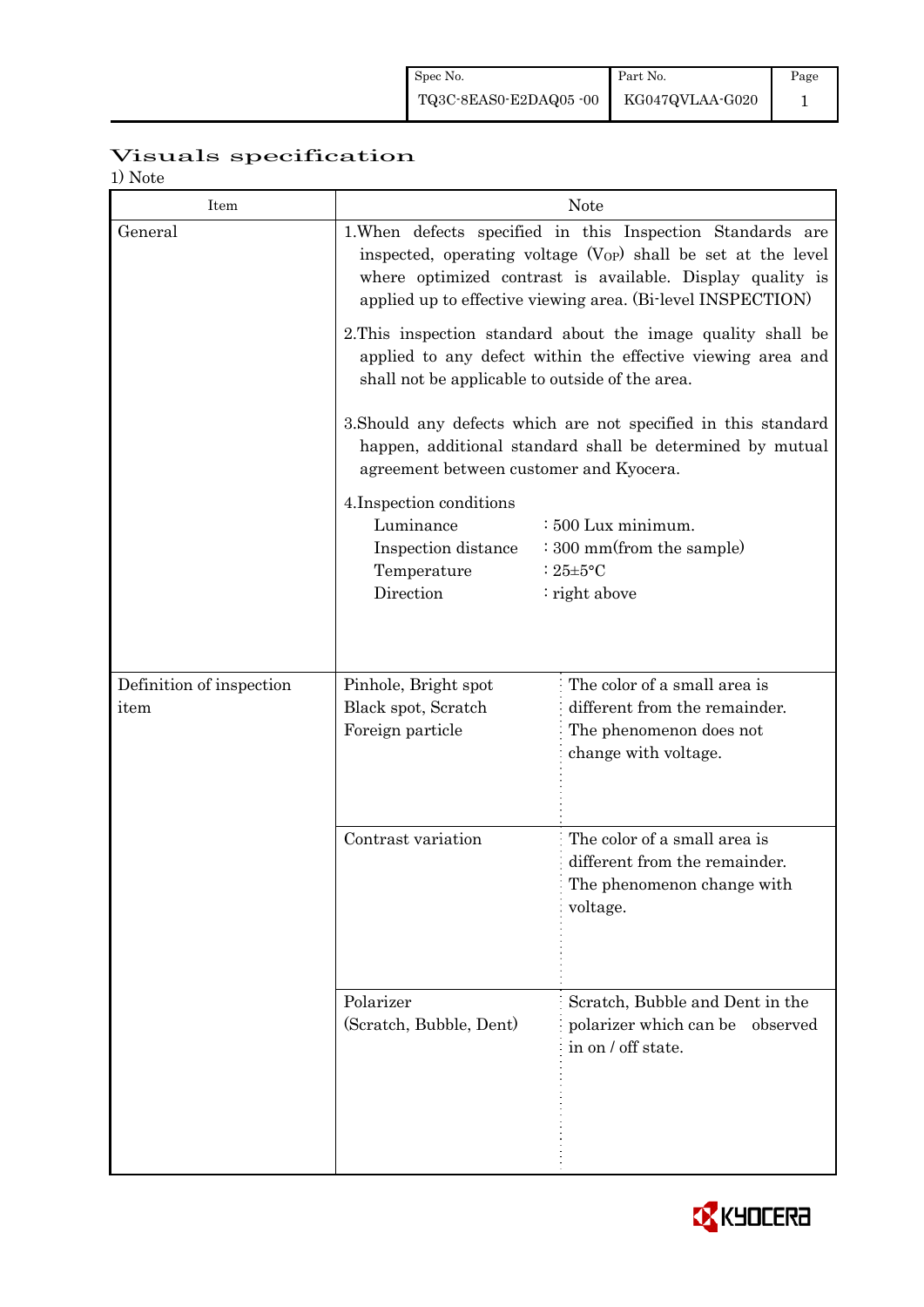# Visuals specification

1) Note

| Item | Note | |
|---|---|---|
| General | 1.When defects specified in this Inspection Standards are inspected, operating voltage ($V_{OP}$) shall be set at the level where optimized contrast is available. Display quality is applied up to effective viewing area. (Bi-level INSPECTION)<br><br>2.This inspection standard about the image quality shall be applied to any defect within the effective viewing area and shall not be applicable to outside of the area.<br><br>3.Should any defects which are not specified in this standard happen, additional standard shall be determined by mutual agreement between customer and Kyocera.<br><br>4.Inspection conditions<br>Luminance : 500 Lux minimum.<br>Inspection distance : 300 mm(from the sample)<br>Temperature : 25±5°C<br>Direction : right above | |
| Definition of inspection item | Pinhole, Bright spot<br>Black spot, Scratch<br>Foreign particle | The color of a small area is different from the remainder. The phenomenon does not change with voltage. |
| | Contrast variation | The color of a small area is different from the remainder. The phenomenon change with voltage. |
| | Polarizer<br>(Scratch, Bubble, Dent) | Scratch, Bubble and Dent in the polarizer which can be observed in on / off state. |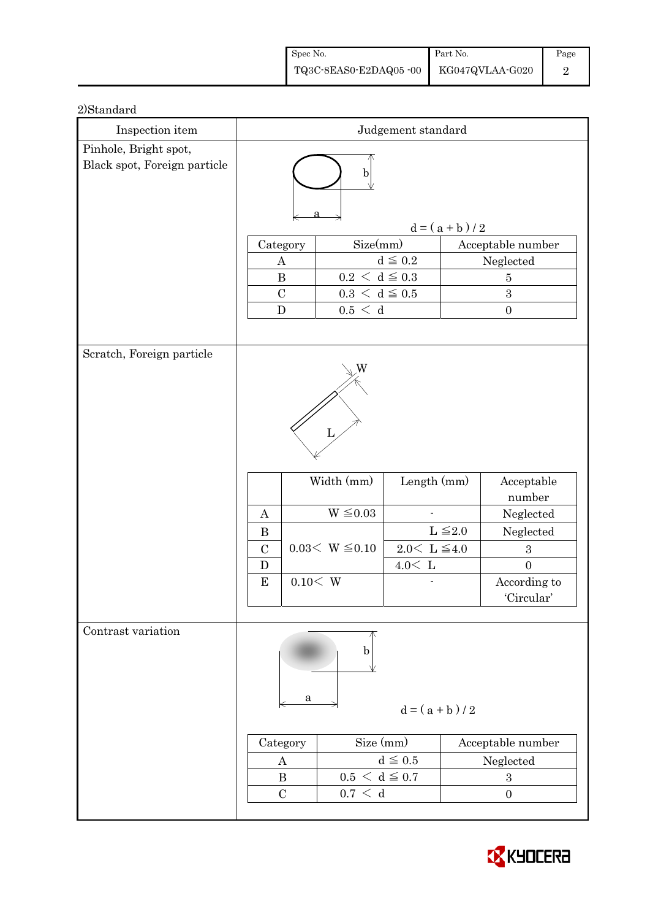2)Standard

| Inspection item | Judgement standard |
|---|---|
| Pinhole, Bright spot, Black spot, Foreign particle | $d = (a + b) / 2$ |

| Category | Size(mm) | Acceptable number |
|---|---|---|
| A | $d \leqq 0.2$ | Neglected |
| B | $0.2 < d \leqq 0.3$ | 5 |
| C | $0.3 < d \leqq 0.5$ | 3 |
| D | $0.5 < d$ | 0 |

Scratch, Foreign particle

| | Width (mm) | Length (mm) | Acceptable number |
|---|---|---|---|
| A | $W \leqq 0.03$ | - | Neglected |
| B | $0.03 < W \leqq 0.10$ | $L \leqq 2.0$ | Neglected |
| C | | $2.0 < L \leqq 4.0$ | 3 |
| D | | $4.0 < L$ | 0 |
| E | $0.10 < W$ | - | According to 'Circular' |

Contrast variation

$d = (a + b) / 2$

| Category | Size (mm) | Acceptable number |
|---|---|---|
| A | $d \leqq 0.5$ | Neglected |
| B | $0.5 < d \leqq 0.7$ | 3 |
| C | $0.7 < d$ | 0 |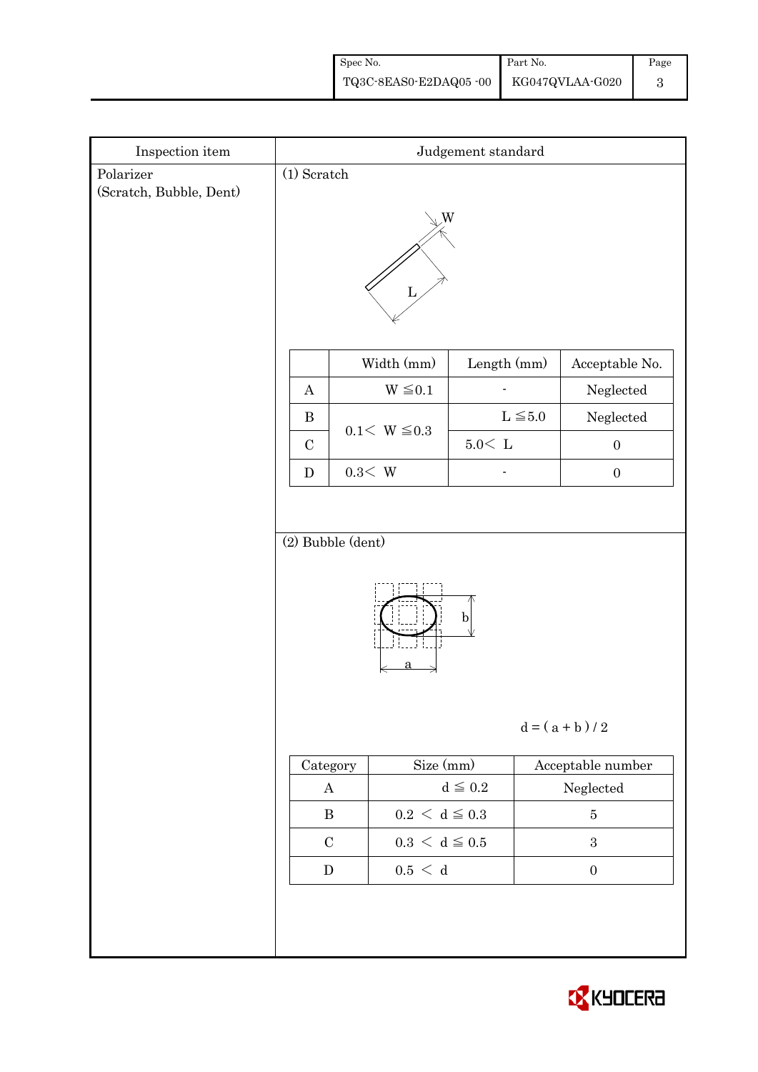| Inspection item | Judgement standard |
|---|---|
| Polarizer (Scratch, Bubble, Dent) | (1) Scratch |

W

L

| | Width (mm) | Length (mm) | Acceptable No. |
|---|---|---|---|
| A | W ≦0.1 | - | Neglected |
| B | 0.1< W ≦0.3 | L ≦5.0 | Neglected |
| C | | 5.0< L | 0 |
| D | 0.3< W | - | 0 |

(2) Bubble (dent)

b

a

d = ( a + b ) / 2

| Category | Size (mm) | Acceptable number |
|---|---|---|
| A | d ≦ 0.2 | Neglected |
| B | 0.2 < d ≦ 0.3 | 5 |
| C | 0.3 < d ≦ 0.5 | 3 |
| D | 0.5 < d | 0 |